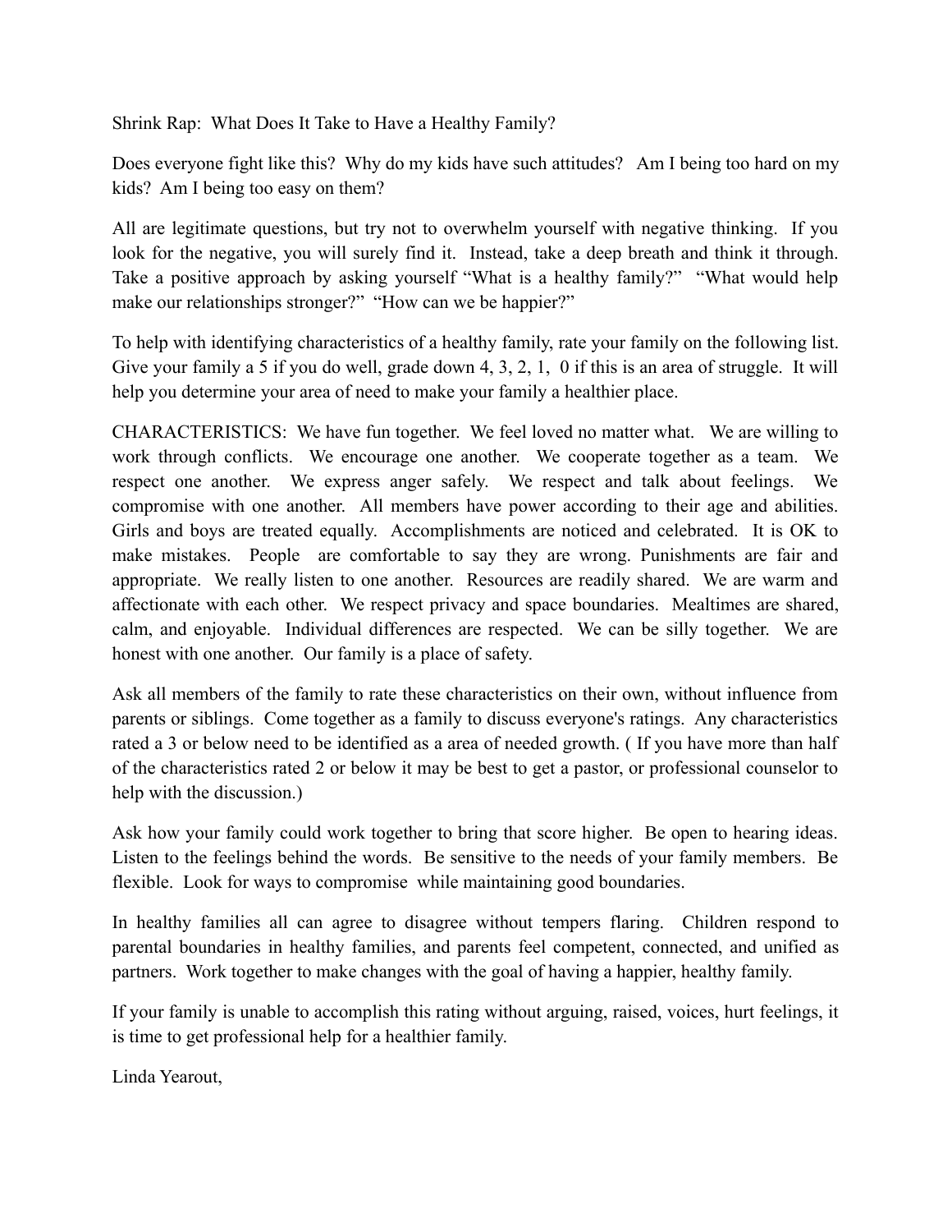Shrink Rap: What Does It Take to Have a Healthy Family?

Does everyone fight like this? Why do my kids have such attitudes? Am I being too hard on my kids? Am I being too easy on them?

All are legitimate questions, but try not to overwhelm yourself with negative thinking. If you look for the negative, you will surely find it. Instead, take a deep breath and think it through. Take a positive approach by asking yourself "What is a healthy family?" "What would help make our relationships stronger?" "How can we be happier?"

To help with identifying characteristics of a healthy family, rate your family on the following list. Give your family a 5 if you do well, grade down 4, 3, 2, 1, 0 if this is an area of struggle. It will help you determine your area of need to make your family a healthier place.

CHARACTERISTICS: We have fun together. We feel loved no matter what. We are willing to work through conflicts. We encourage one another. We cooperate together as a team. We respect one another. We express anger safely. We respect and talk about feelings. We compromise with one another. All members have power according to their age and abilities. Girls and boys are treated equally. Accomplishments are noticed and celebrated. It is OK to make mistakes. People are comfortable to say they are wrong. Punishments are fair and appropriate. We really listen to one another. Resources are readily shared. We are warm and affectionate with each other. We respect privacy and space boundaries. Mealtimes are shared, calm, and enjoyable. Individual differences are respected. We can be silly together. We are honest with one another. Our family is a place of safety.

Ask all members of the family to rate these characteristics on their own, without influence from parents or siblings. Come together as a family to discuss everyone's ratings. Any characteristics rated a 3 or below need to be identified as a area of needed growth. ( If you have more than half of the characteristics rated 2 or below it may be best to get a pastor, or professional counselor to help with the discussion.)

Ask how your family could work together to bring that score higher. Be open to hearing ideas. Listen to the feelings behind the words. Be sensitive to the needs of your family members. Be flexible. Look for ways to compromise while maintaining good boundaries.

In healthy families all can agree to disagree without tempers flaring. Children respond to parental boundaries in healthy families, and parents feel competent, connected, and unified as partners. Work together to make changes with the goal of having a happier, healthy family.

If your family is unable to accomplish this rating without arguing, raised, voices, hurt feelings, it is time to get professional help for a healthier family.

Linda Yearout,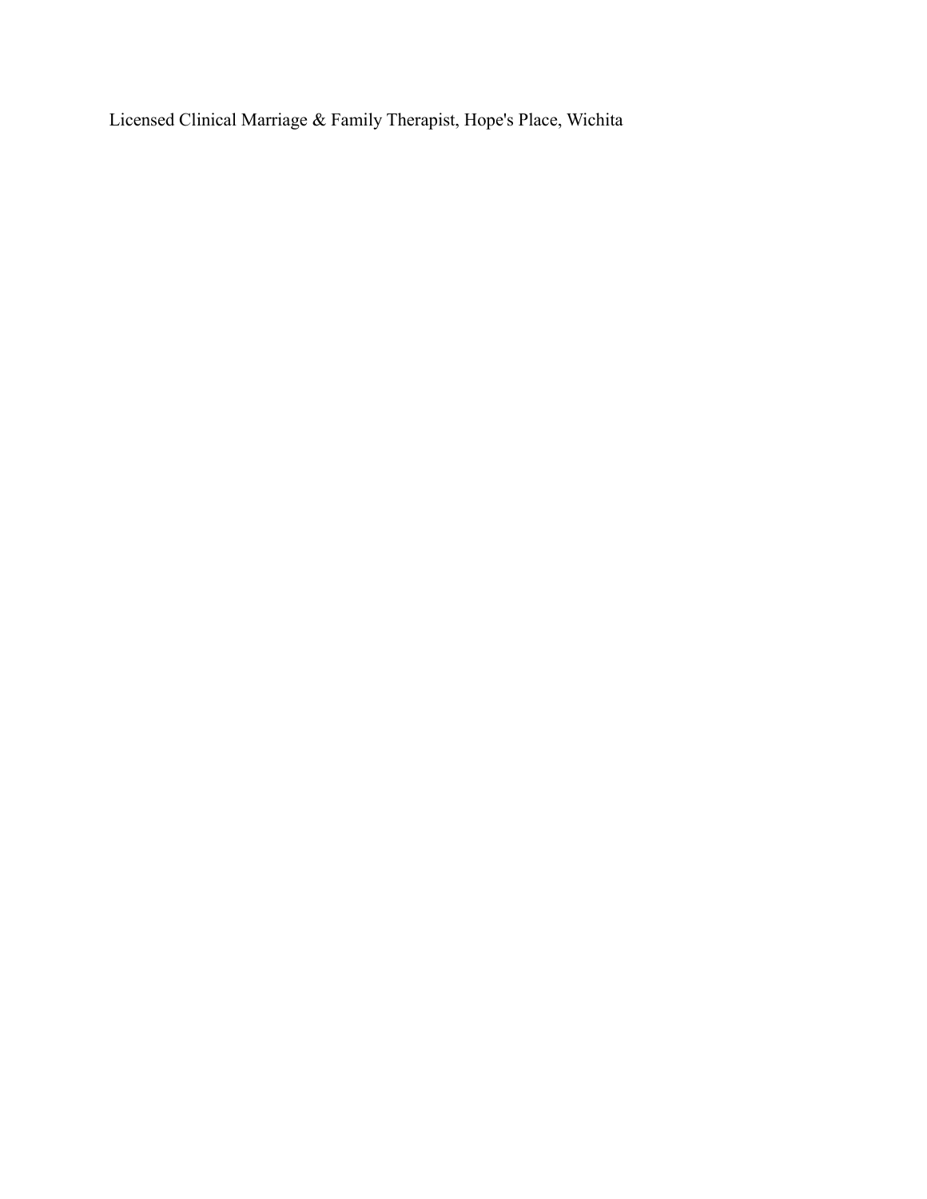Licensed Clinical Marriage & Family Therapist, Hope's Place, Wichita